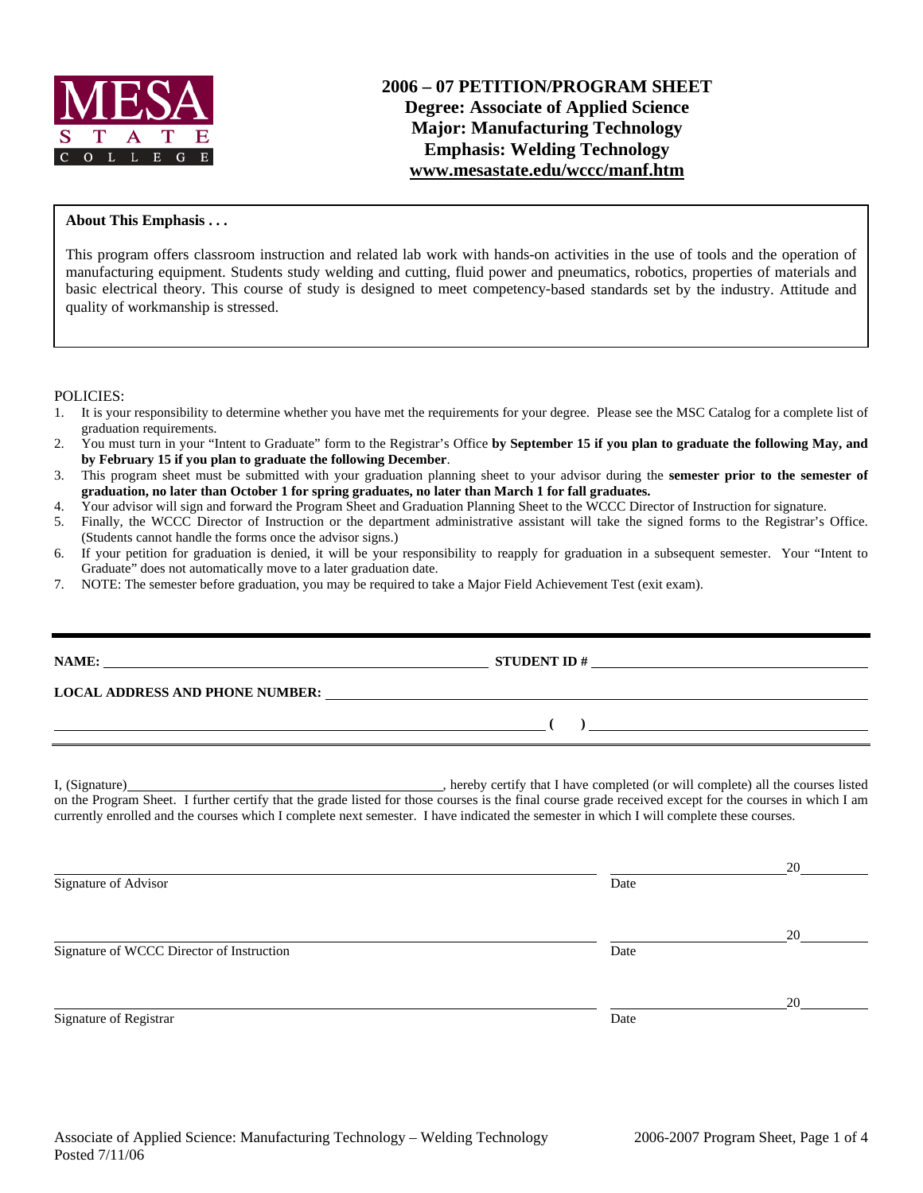MESA STATE COLLEGE

# 2006 – 07 PETITION/PROGRAM SHEET
## Degree: Associate of Applied Science
## Major: Manufacturing Technology
## Emphasis: Welding Technology
## www.mesastate.edu/wccc/manf.htm

**About This Emphasis . . .**

This program offers classroom instruction and related lab work with hands-on activities in the use of tools and the operation of manufacturing equipment. Students study welding and cutting, fluid power and pneumatics, robotics, properties of materials and basic electrical theory. This course of study is designed to meet competency-based standards set by the industry. Attitude and quality of workmanship is stressed.

POLICIES:

1. It is your responsibility to determine whether you have met the requirements for your degree. Please see the MSC Catalog for a complete list of graduation requirements.
2. You must turn in your "Intent to Graduate" form to the Registrar's Office **by September 15 if you plan to graduate the following May, and by February 15 if you plan to graduate the following December**.
3. This program sheet must be submitted with your graduation planning sheet to your advisor during the **semester prior to the semester of graduation, no later than October 1 for spring graduates, no later than March 1 for fall graduates.**
4. Your advisor will sign and forward the Program Sheet and Graduation Planning Sheet to the WCCC Director of Instruction for signature.
5. Finally, the WCCC Director of Instruction or the department administrative assistant will take the signed forms to the Registrar's Office. (Students cannot handle the forms once the advisor signs.)
6. If your petition for graduation is denied, it will be your responsibility to reapply for graduation in a subsequent semester. Your "Intent to Graduate" does not automatically move to a later graduation date.
7. NOTE: The semester before graduation, you may be required to take a Major Field Achievement Test (exit exam).

**NAME:** ______________________________ **STUDENT ID #** ______________________________

**LOCAL ADDRESS AND PHONE NUMBER:** ______________________________

______________________________ **( )** ______________________________

I, (Signature)______________________________, hereby certify that I have completed (or will complete) all the courses listed on the Program Sheet. I further certify that the grade listed for those courses is the final course grade received except for the courses in which I am currently enrolled and the courses which I complete next semester. I have indicated the semester in which I will complete these courses.

______________________________ ______________ 20______
Signature of Advisor Date

______________________________ ______________ 20______
Signature of WCCC Director of Instruction Date

______________________________ ______________ 20______
Signature of Registrar Date

Associate of Applied Science: Manufacturing Technology – Welding Technology
Posted 7/11/06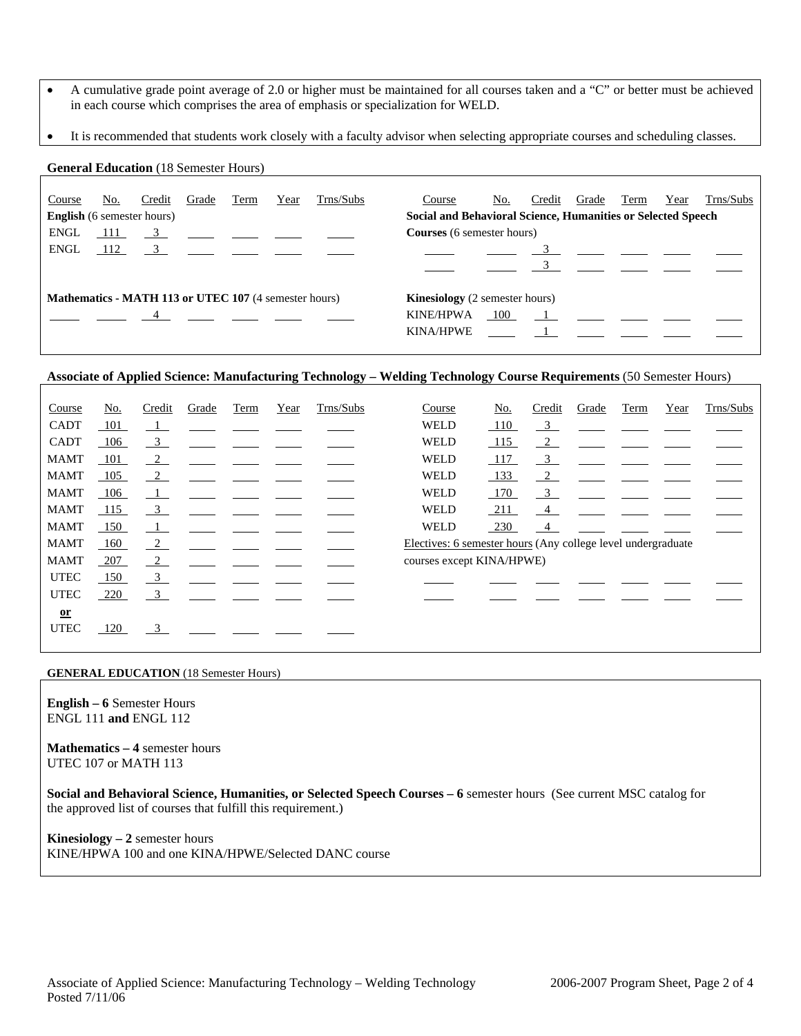- A cumulative grade point average of 2.0 or higher must be maintained for all courses taken and a "C" or better must be achieved in each course which comprises the area of emphasis or specialization for WELD.
- It is recommended that students work closely with a faculty advisor when selecting appropriate courses and scheduling classes.

**General Education** (18 Semester Hours)

| Course | No. | Credit | Grade | Term | Year | Trns/Subs |
|---|---|---|---|---|---|---|
| **English** (6 semester hours) | | | | | | |
| ENGL | 111 | 3 | | | | |
| ENGL | 112 | 3 | | | | |
| **Mathematics - MATH 113 or UTEC 107** (4 semester hours) | | | | | | |
| | | 4 | | | | |

| Course | No. | Credit | Grade | Term | Year | Trns/Subs |
|---|---|---|---|---|---|---|
| **Social and Behavioral Science, Humanities or Selected Speech Courses** (6 semester hours) | | | | | | |
| | | 3 | | | | |
| | | 3 | | | | |
| **Kinesiology** (2 semester hours) | | | | | | |
| KINE/HPWA | 100 | 1 | | | | |
| KINA/HPWE | | 1 | | | | |

**Associate of Applied Science: Manufacturing Technology – Welding Technology Course Requirements** (50 Semester Hours)

| Course | No. | Credit | Grade | Term | Year | Trns/Subs |
|---|---|---|---|---|---|---|
| CADT | 101 | 1 | | | | |
| CADT | 106 | 3 | | | | |
| MAMT | 101 | 2 | | | | |
| MAMT | 105 | 2 | | | | |
| MAMT | 106 | 1 | | | | |
| MAMT | 115 | 3 | | | | |
| MAMT | 150 | 1 | | | | |
| MAMT | 160 | 2 | | | | |
| MAMT | 207 | 2 | | | | |
| UTEC | 150 | 3 | | | | |
| UTEC | 220 | 3 | | | | |
| **or** | | | | | | |
| UTEC | 120 | 3 | | | | |

| Course | No. | Credit | Grade | Term | Year | Trns/Subs |
|---|---|---|---|---|---|---|
| WELD | 110 | 3 | | | | |
| WELD | 115 | 2 | | | | |
| WELD | 117 | 3 | | | | |
| WELD | 133 | 2 | | | | |
| WELD | 170 | 3 | | | | |
| WELD | 211 | 4 | | | | |
| WELD | 230 | 4 | | | | |
| Electives: 6 semester hours (Any college level undergraduate courses except KINA/HPWE) | | | | | | |
| | | | | | | |
| | | | | | | |

**GENERAL EDUCATION** (18 Semester Hours)

**English – 6** Semester Hours
ENGL 111 **and** ENGL 112

**Mathematics – 4** semester hours
UTEC 107 or MATH 113

**Social and Behavioral Science, Humanities, or Selected Speech Courses – 6** semester hours (See current MSC catalog for the approved list of courses that fulfill this requirement.)

**Kinesiology – 2** semester hours
KINE/HPWA 100 and one KINA/HPWE/Selected DANC course

Associate of Applied Science: Manufacturing Technology – Welding Technology
Posted 7/11/06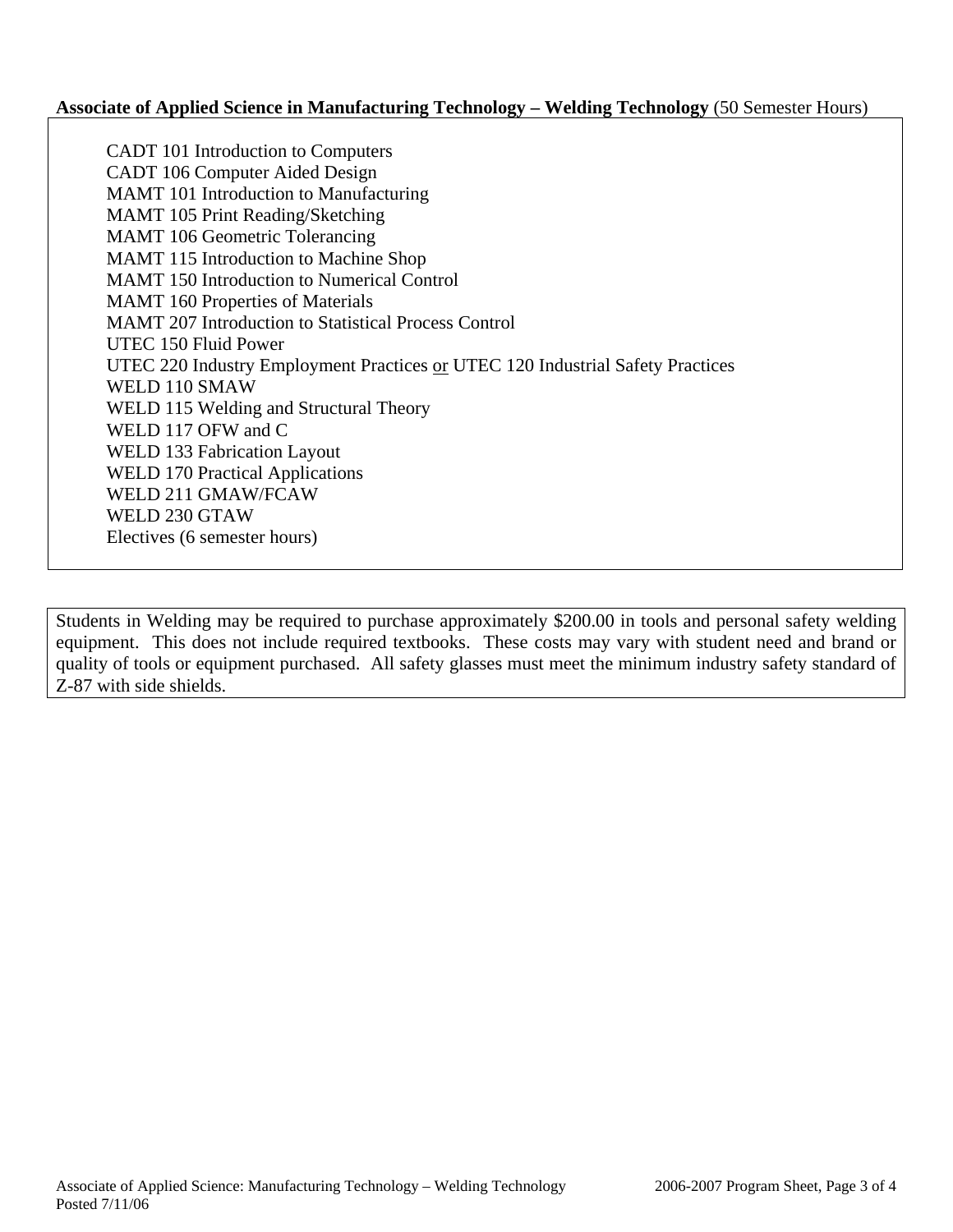**Associate of Applied Science in Manufacturing Technology – Welding Technology** (50 Semester Hours)

- CADT 101 Introduction to Computers
- CADT 106 Computer Aided Design
- MAMT 101 Introduction to Manufacturing
- MAMT 105 Print Reading/Sketching
- MAMT 106 Geometric Tolerancing
- MAMT 115 Introduction to Machine Shop
- MAMT 150 Introduction to Numerical Control
- MAMT 160 Properties of Materials
- MAMT 207 Introduction to Statistical Process Control
- UTEC 150 Fluid Power
- UTEC 220 Industry Employment Practices <u>or</u> UTEC 120 Industrial Safety Practices
- WELD 110 SMAW
- WELD 115 Welding and Structural Theory
- WELD 117 OFW and C
- WELD 133 Fabrication Layout
- WELD 170 Practical Applications
- WELD 211 GMAW/FCAW
- WELD 230 GTAW
- Electives (6 semester hours)

Students in Welding may be required to purchase approximately $200.00 in tools and personal safety welding equipment. This does not include required textbooks. These costs may vary with student need and brand or quality of tools or equipment purchased. All safety glasses must meet the minimum industry safety standard of Z-87 with side shields.

Posted 7/11/06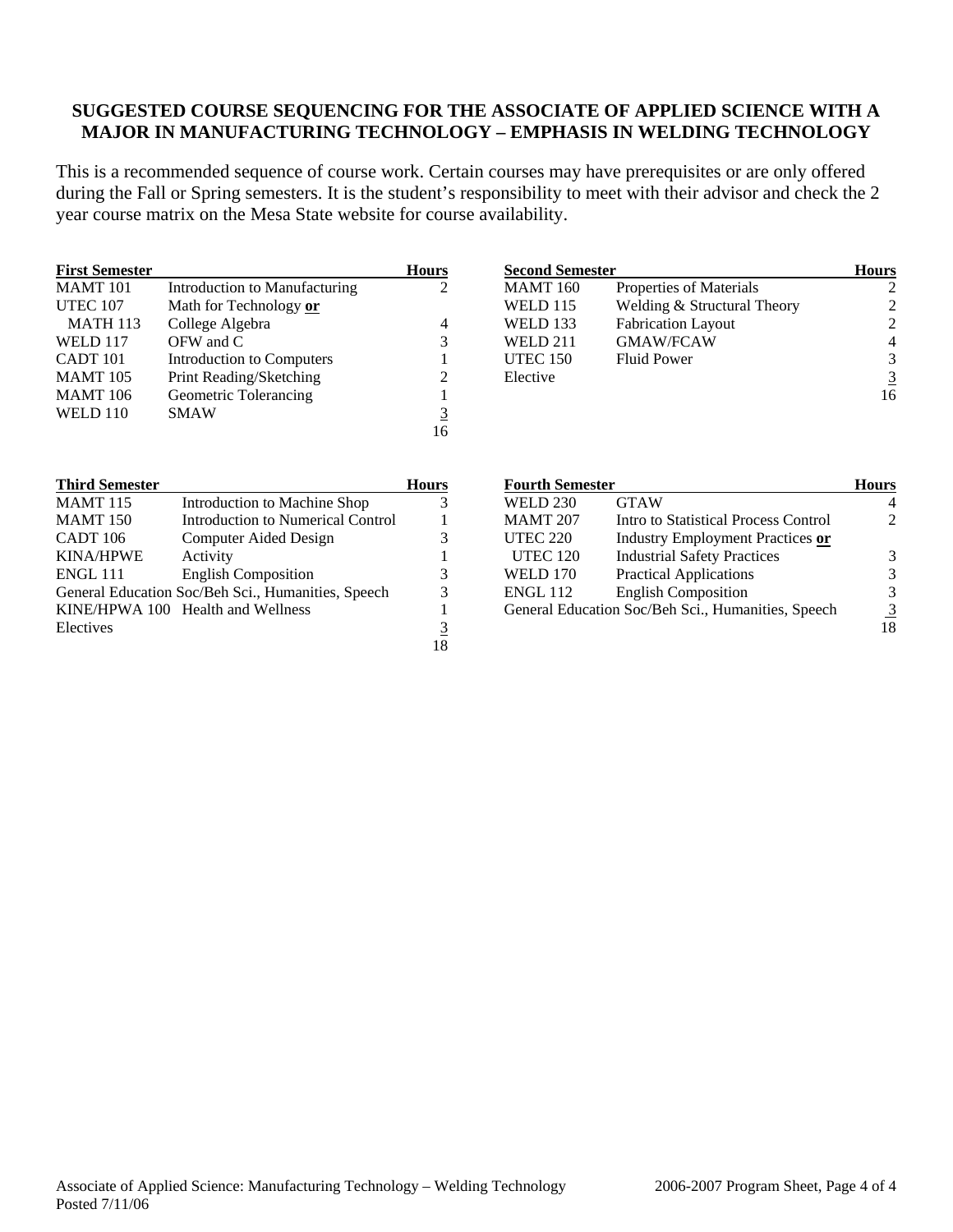## SUGGESTED COURSE SEQUENCING FOR THE ASSOCIATE OF APPLIED SCIENCE WITH A MAJOR IN MANUFACTURING TECHNOLOGY – EMPHASIS IN WELDING TECHNOLOGY

This is a recommended sequence of course work. Certain courses may have prerequisites or are only offered during the Fall or Spring semesters. It is the student's responsibility to meet with their advisor and check the 2 year course matrix on the Mesa State website for course availability.

| First Semester | | Hours |
|---|---|---|
| MAMT 101 | Introduction to Manufacturing | 2 |
| UTEC 107 | Math for Technology **or** | |
| MATH 113 | College Algebra | 4 |
| WELD 117 | OFW and C | 3 |
| CADT 101 | Introduction to Computers | 1 |
| MAMT 105 | Print Reading/Sketching | 2 |
| MAMT 106 | Geometric Tolerancing | 1 |
| WELD 110 | SMAW | 3 |
| | | 16 |

| Second Semester | | Hours |
|---|---|---|
| MAMT 160 | Properties of Materials | 2 |
| WELD 115 | Welding & Structural Theory | 2 |
| WELD 133 | Fabrication Layout | 2 |
| WELD 211 | GMAW/FCAW | 4 |
| UTEC 150 | Fluid Power | 3 |
| Elective | | 3 |
| | | 16 |

| Third Semester | | Hours |
|---|---|---|
| MAMT 115 | Introduction to Machine Shop | 3 |
| MAMT 150 | Introduction to Numerical Control | 1 |
| CADT 106 | Computer Aided Design | 3 |
| KINA/HPWE | Activity | 1 |
| ENGL 111 | English Composition | 3 |
| General Education Soc/Beh Sci., Humanities, Speech | | 3 |
| KINE/HPWA 100 | Health and Wellness | 1 |
| Electives | | 3 |
| | | 18 |

| Fourth Semester | | Hours |
|---|---|---|
| WELD 230 | GTAW | 4 |
| MAMT 207 | Intro to Statistical Process Control | 2 |
| UTEC 220 | Industry Employment Practices **or** | |
| UTEC 120 | Industrial Safety Practices | 3 |
| WELD 170 | Practical Applications | 3 |
| ENGL 112 | English Composition | 3 |
| General Education Soc/Beh Sci., Humanities, Speech | | 3 |
| | | 18 |

Associate of Applied Science: Manufacturing Technology – Welding Technology
Posted 7/11/06
2006-2007 Program Sheet